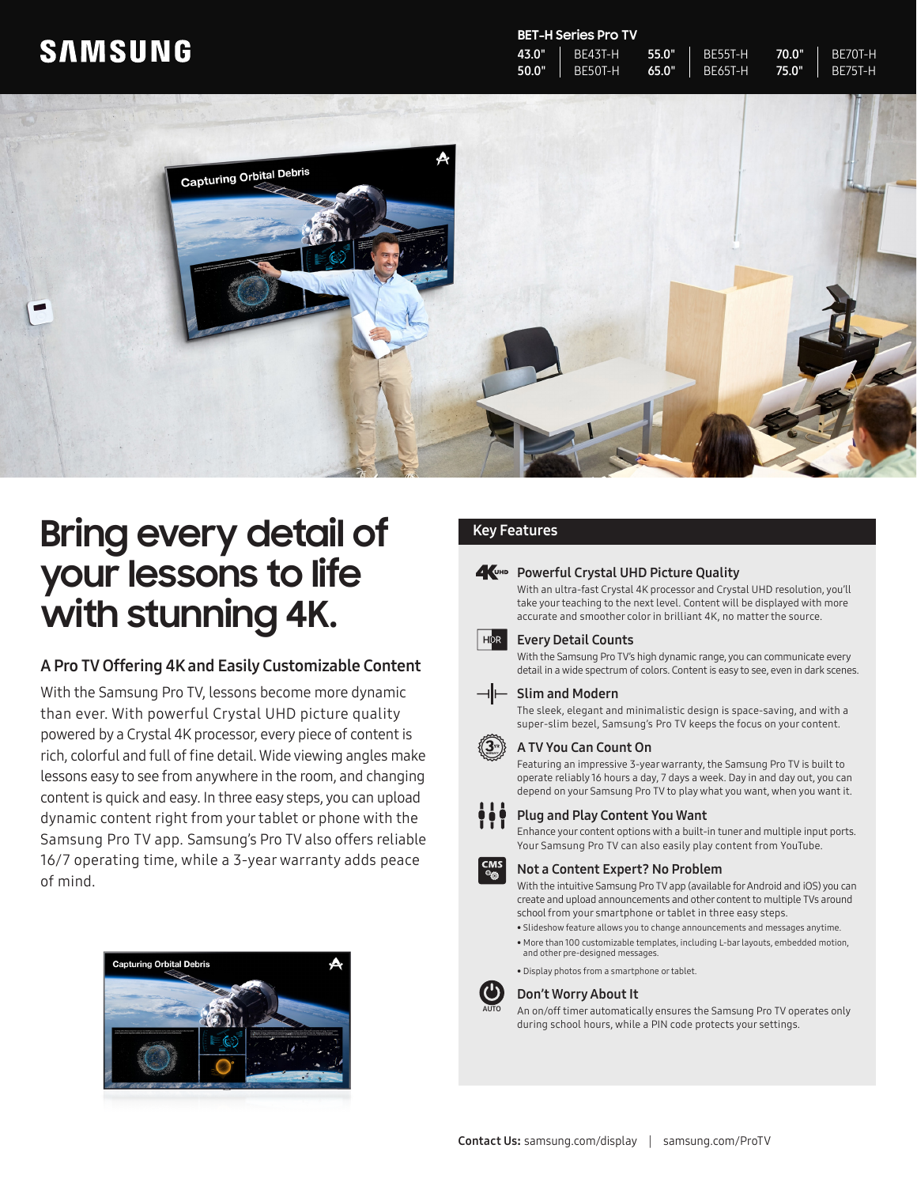SAMSUNG

**BET-H Series Pro TV**

| Size | Model | Size | Model | Size | Model |
|---|---|---|---|---|---|
| 43.0" | BE43T-H | 55.0" | BE55T-H | 70.0" | BE70T-H |
| 50.0" | BE50T-H | 65.0" | BE65T-H | 75.0" | BE75T-H |

# Bring every detail of your lessons to life with stunning 4K.

### A Pro TV Offering 4K and Easily Customizable Content

With the Samsung Pro TV, lessons become more dynamic than ever. With powerful Crystal UHD picture quality powered by a Crystal 4K processor, every piece of content is rich, colorful and full of fine detail. Wide viewing angles make lessons easy to see from anywhere in the room, and changing content is quick and easy. In three easy steps, you can upload dynamic content right from your tablet or phone with the Samsung Pro TV app. Samsung's Pro TV also offers reliable 16/7 operating time, while a 3-year warranty adds peace of mind.

## Key Features

**Powerful Crystal UHD Picture Quality**
With an ultra-fast Crystal 4K processor and Crystal UHD resolution, you'll take your teaching to the next level. Content will be displayed with more accurate and smoother color in brilliant 4K, no matter the source.

**Every Detail Counts**
With the Samsung Pro TV's high dynamic range, you can communicate every detail in a wide spectrum of colors. Content is easy to see, even in dark scenes.

**Slim and Modern**
The sleek, elegant and minimalistic design is space-saving, and with a super-slim bezel, Samsung's Pro TV keeps the focus on your content.

**A TV You Can Count On**
Featuring an impressive 3-year warranty, the Samsung Pro TV is built to operate reliably 16 hours a day, 7 days a week. Day in and day out, you can depend on your Samsung Pro TV to play what you want, when you want it.

**Plug and Play Content You Want**
Enhance your content options with a built-in tuner and multiple input ports. Your Samsung Pro TV can also easily play content from YouTube.

**Not a Content Expert? No Problem**
With the intuitive Samsung Pro TV app (available for Android and iOS) you can create and upload announcements and other content to multiple TVs around school from your smartphone or tablet in three easy steps.

- Slideshow feature allows you to change announcements and messages anytime.
- More than 100 customizable templates, including L-bar layouts, embedded motion, and other pre-designed messages.
- Display photos from a smartphone or tablet.

**Don't Worry About It**
An on/off timer automatically ensures the Samsung Pro TV operates only during school hours, while a PIN code protects your settings.

**Contact Us:** samsung.com/display | samsung.com/ProTV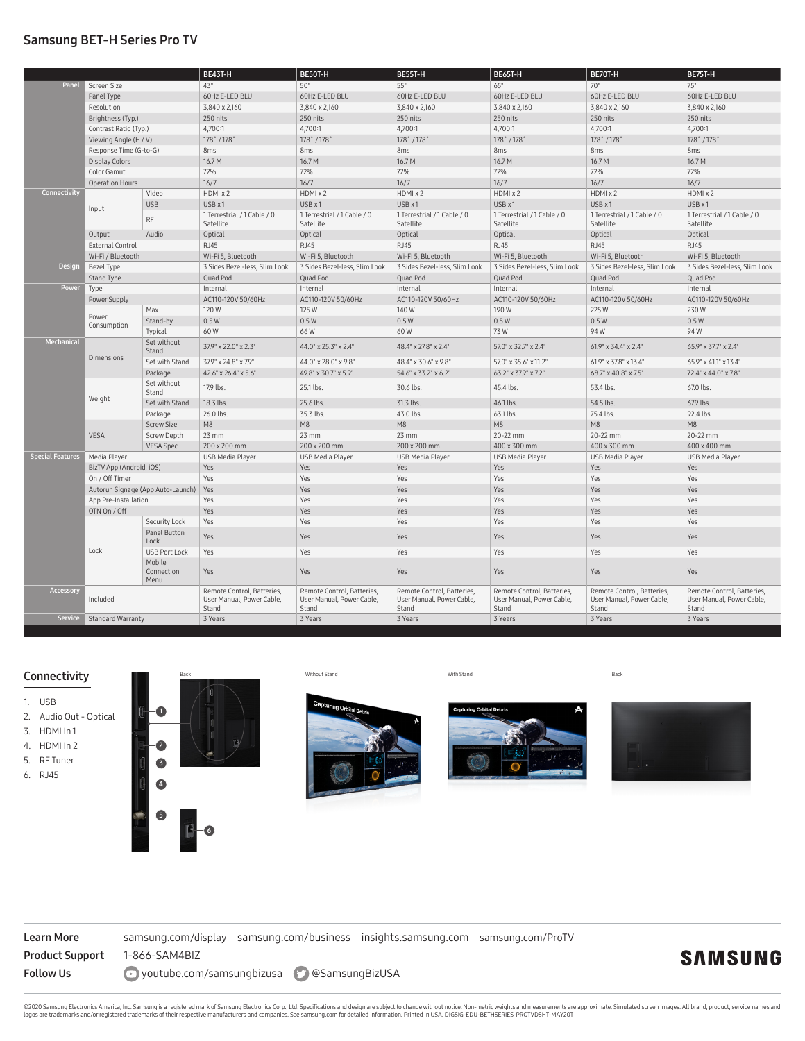## Samsung BET-H Series Pro TV

| | | | BE43T-H | BE50T-H | BE55T-H | BE65T-H | BE70T-H | BE75T-H |
|---|---|---|---|---|---|---|---|---|
| Panel | Screen Size | | 43" | 50" | 55" | 65" | 70" | 75" |
| | Panel Type | | 60Hz E-LED BLU | 60Hz E-LED BLU | 60Hz E-LED BLU | 60Hz E-LED BLU | 60Hz E-LED BLU | 60Hz E-LED BLU |
| | Resolution | | 3,840 x 2,160 | 3,840 x 2,160 | 3,840 x 2,160 | 3,840 x 2,160 | 3,840 x 2,160 | 3,840 x 2,160 |
| | Brightness (Typ.) | | 250 nits | 250 nits | 250 nits | 250 nits | 250 nits | 250 nits |
| | Contrast Ratio (Typ.) | | 4,700:1 | 4,700:1 | 4,700:1 | 4,700:1 | 4,700:1 | 4,700:1 |
| | Viewing Angle (H / V) | | 178˚ / 178˚ | 178˚ / 178˚ | 178˚ / 178˚ | 178˚ / 178˚ | 178˚ / 178˚ | 178˚ / 178˚ |
| | Response Time (G-to-G) | | 8ms | 8ms | 8ms | 8ms | 8ms | 8ms |
| | Display Colors | | 16.7 M | 16.7 M | 16.7 M | 16.7 M | 16.7 M | 16.7 M |
| | Color Gamut | | 72% | 72% | 72% | 72% | 72% | 72% |
| | Operation Hours | | 16/7 | 16/7 | 16/7 | 16/7 | 16/7 | 16/7 |
| Connectivity | Input | Video | HDMI x 2 | HDMI x 2 | HDMI x 2 | HDMI x 2 | HDMI x 2 | HDMI x 2 |
| | | USB | USB x 1 | USB x 1 | USB x 1 | USB x 1 | USB x 1 | USB x 1 |
| | | RF | 1 Terrestrial / 1 Cable / 0 Satellite | 1 Terrestrial / 1 Cable / 0 Satellite | 1 Terrestrial / 1 Cable / 0 Satellite | 1 Terrestrial / 1 Cable / 0 Satellite | 1 Terrestrial / 1 Cable / 0 Satellite | 1 Terrestrial / 1 Cable / 0 Satellite |
| | Output | Audio | Optical | Optical | Optical | Optical | Optical | Optical |
| | External Control | | RJ45 | RJ45 | RJ45 | RJ45 | RJ45 | RJ45 |
| | Wi-Fi / Bluetooth | | Wi-Fi 5, Bluetooth | Wi-Fi 5, Bluetooth | Wi-Fi 5, Bluetooth | Wi-Fi 5, Bluetooth | Wi-Fi 5, Bluetooth | Wi-Fi 5, Bluetooth |
| Design | Bezel Type | | 3 Sides Bezel-less, Slim Look | 3 Sides Bezel-less, Slim Look | 3 Sides Bezel-less, Slim Look | 3 Sides Bezel-less, Slim Look | 3 Sides Bezel-less, Slim Look | 3 Sides Bezel-less, Slim Look |
| | Stand Type | | Quad Pod | Quad Pod | Quad Pod | Quad Pod | Quad Pod | Quad Pod |
| Power | Type | | Internal | Internal | Internal | Internal | Internal | Internal |
| | Power Supply | | AC110-120V 50/60Hz | AC110-120V 50/60Hz | AC110-120V 50/60Hz | AC110-120V 50/60Hz | AC110-120V 50/60Hz | AC110-120V 50/60Hz |
| | Power Consumption | Max | 120 W | 125 W | 140 W | 190 W | 225 W | 230 W |
| | | Stand-by | 0.5 W | 0.5 W | 0.5 W | 0.5 W | 0.5 W | 0.5 W |
| | | Typical | 60 W | 66 W | 60 W | 73 W | 94 W | 94 W |
| Mechanical | Dimensions | Set without Stand | 37.9" x 22.0" x 2.3" | 44.0" x 25.3" x 2.4" | 48.4" x 27.8" x 2.4" | 57.0" x 32.7" x 2.4" | 61.9" x 34.4" x 2.4" | 65.9" x 37.7" x 2.4" |
| | | Set with Stand | 37.9" x 24.8" x 7.9" | 44.0" x 28.0" x 9.8" | 48.4" x 30.6" x 9.8" | 57.0" x 35.6" x 11.2" | 61.9" x 37.8" x 13.4" | 65.9" x 41.1" x 13.4" |
| | | Package | 42.6" x 26.4" x 5.6" | 49.8" x 30.7" x 5.9" | 54.6" x 33.2" x 6.2" | 63.2" x 37.9" x 7.2" | 68.7" x 40.8" x 7.5" | 72.4" x 44.0" x 7.8" |
| | Weight | Set without Stand | 17.9 lbs. | 25.1 lbs. | 30.6 lbs. | 45.4 lbs. | 53.4 lbs. | 67.0 lbs. |
| | | Set with Stand | 18.3 lbs. | 25.6 lbs. | 31.3 lbs. | 46.1 lbs. | 54.5 lbs. | 67.9 lbs. |
| | | Package | 26.0 lbs. | 35.3 lbs. | 43.0 lbs. | 63.1 lbs. | 75.4 lbs. | 92.4 lbs. |
| | VESA | Screw Size | M8 | M8 | M8 | M8 | M8 | M8 |
| | | Screw Depth | 23 mm | 23 mm | 23 mm | 20-22 mm | 20-22 mm | 20-22 mm |
| | | VESA Spec | 200 x 200 mm | 200 x 200 mm | 200 x 200 mm | 400 x 300 mm | 400 x 300 mm | 400 x 400 mm |
| Special Features | Media Player | | USB Media Player | USB Media Player | USB Media Player | USB Media Player | USB Media Player | USB Media Player |
| | BizTV App (Android, iOS) | | Yes | Yes | Yes | Yes | Yes | Yes |
| | On / Off Timer | | Yes | Yes | Yes | Yes | Yes | Yes |
| | Autorun Signage (App Auto-Launch) | | Yes | Yes | Yes | Yes | Yes | Yes |
| | App Pre-Installation | | Yes | Yes | Yes | Yes | Yes | Yes |
| | OTN On / Off | | Yes | Yes | Yes | Yes | Yes | Yes |
| | Lock | Security Lock | Yes | Yes | Yes | Yes | Yes | Yes |
| | | Panel Button Lock | Yes | Yes | Yes | Yes | Yes | Yes |
| | | USB Port Lock | Yes | Yes | Yes | Yes | Yes | Yes |
| | | Mobile Connection Menu | Yes | Yes | Yes | Yes | Yes | Yes |
| Accessory | Included | | Remote Control, Batteries, User Manual, Power Cable, Stand | Remote Control, Batteries, User Manual, Power Cable, Stand | Remote Control, Batteries, User Manual, Power Cable, Stand | Remote Control, Batteries, User Manual, Power Cable, Stand | Remote Control, Batteries, User Manual, Power Cable, Stand | Remote Control, Batteries, User Manual, Power Cable, Stand |
| Service | Standard Warranty | | 3 Years | 3 Years | 3 Years | 3 Years | 3 Years | 3 Years |

### Connectivity

1. USB
2. Audio Out - Optical
3. HDMI In 1
4. HDMI In 2
5. RF Tuner
6. RJ45

Back

Without Stand

With Stand

Back

**Learn More** samsung.com/display samsung.com/business insights.samsung.com samsung.com/ProTV

**Product Support** 1-866-SAM4BIZ

**Follow Us** youtube.com/samsungbizusa @SamsungBizUSA

©2020 Samsung Electronics America, Inc. Samsung is a registered mark of Samsung Electronics Corp., Ltd. Specifications and design are subject to change without notice. Non-metric weights and measurements are approximate. Simulated screen images. All brand, product, service names and logos are trademarks and/or registered trademarks of their respective manufacturers and companies. See samsung.com for detailed information. Printed in USA. DIGSIG-EDU-BETHSERIES-PROTVDSHT-MAY20T